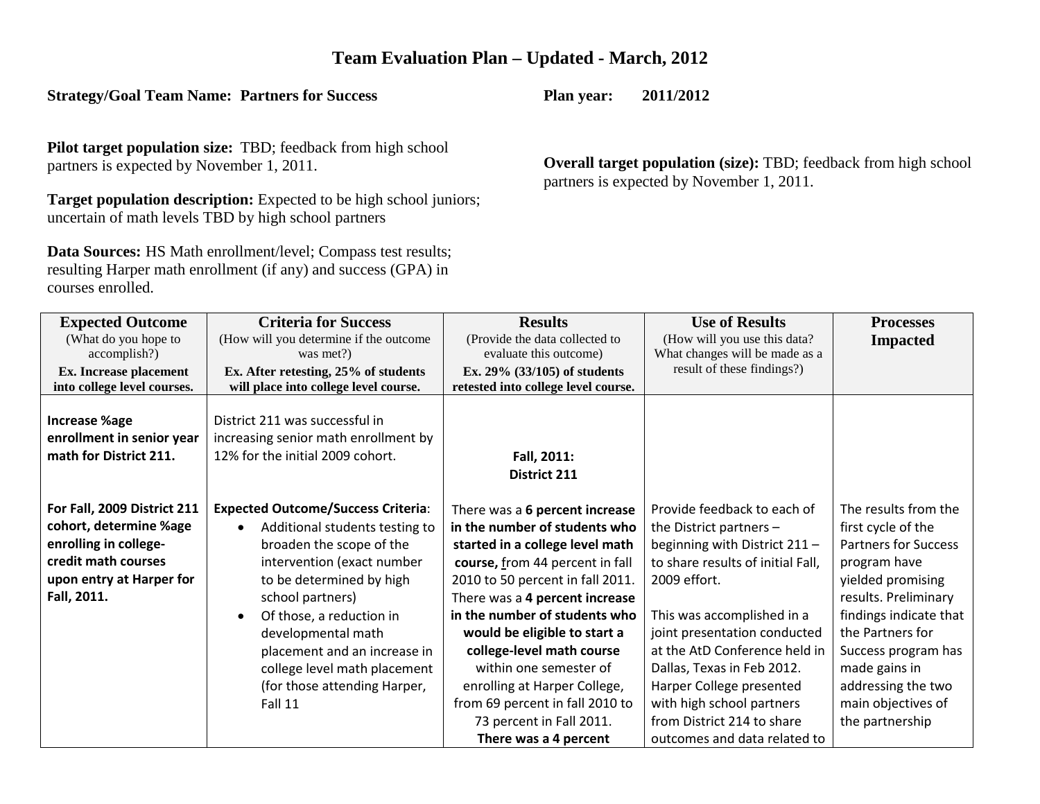# Team Evaluation Plan – Updated - March, 2012

**Strategy/Goal Team Name: Partners for Success**

**Plan year: 2011/2012**

**Pilot target population size:** TBD; feedback from high school partners is expected by November 1, 2011.

**Overall target population (size):** TBD; feedback from high school partners is expected by November 1, 2011.

**Target population description:** Expected to be high school juniors; uncertain of math levels TBD by high school partners

**Data Sources:** HS Math enrollment/level; Compass test results; resulting Harper math enrollment (if any) and success (GPA) in courses enrolled.

| **Expected Outcome** (What do you hope to accomplish?) **Ex. Increase placement into college level courses.** | **Criteria for Success** (How will you determine if the outcome was met?) **Ex. After retesting, 25% of students will place into college level course.** | **Results** (Provide the data collected to evaluate this outcome) **Ex. 29% (33/105) of students retested into college level course.** | **Use of Results** (How will you use this data? What changes will be made as a result of these findings?) | **Processes Impacted** |
|---|---|---|---|---|
| **Increase %age enrollment in senior year math for District 211.**<br><br>**For Fall, 2009 District 211 cohort, determine %age enrolling in college-credit math courses upon entry at Harper for Fall, 2011.** | District 211 was successful in increasing senior math enrollment by 12% for the initial 2009 cohort.<br><br>**Expected Outcome/Success Criteria**:<br>• Additional students testing to broaden the scope of the intervention (exact number to be determined by high school partners)<br>• Of those, a reduction in developmental math placement and an increase in college level math placement (for those attending Harper, Fall 11 | **Fall, 2011: District 211**<br><br>There was a **6 percent increase in the number of students who started in a college level math course,** from 44 percent in fall 2010 to 50 percent in fall 2011. There was a **4 percent increase in the number of students who would be eligible to start a college-level math course** within one semester of enrolling at Harper College, from 69 percent in fall 2010 to 73 percent in Fall 2011. **There was a 4 percent** | Provide feedback to each of the District partners – beginning with District 211 – to share results of initial Fall, 2009 effort.<br><br>This was accomplished in a joint presentation conducted at the AtD Conference held in Dallas, Texas in Feb 2012. Harper College presented with high school partners from District 214 to share outcomes and data related to | The results from the first cycle of the Partners for Success program have yielded promising results. Preliminary findings indicate that the Partners for Success program has made gains in addressing the two main objectives of the partnership |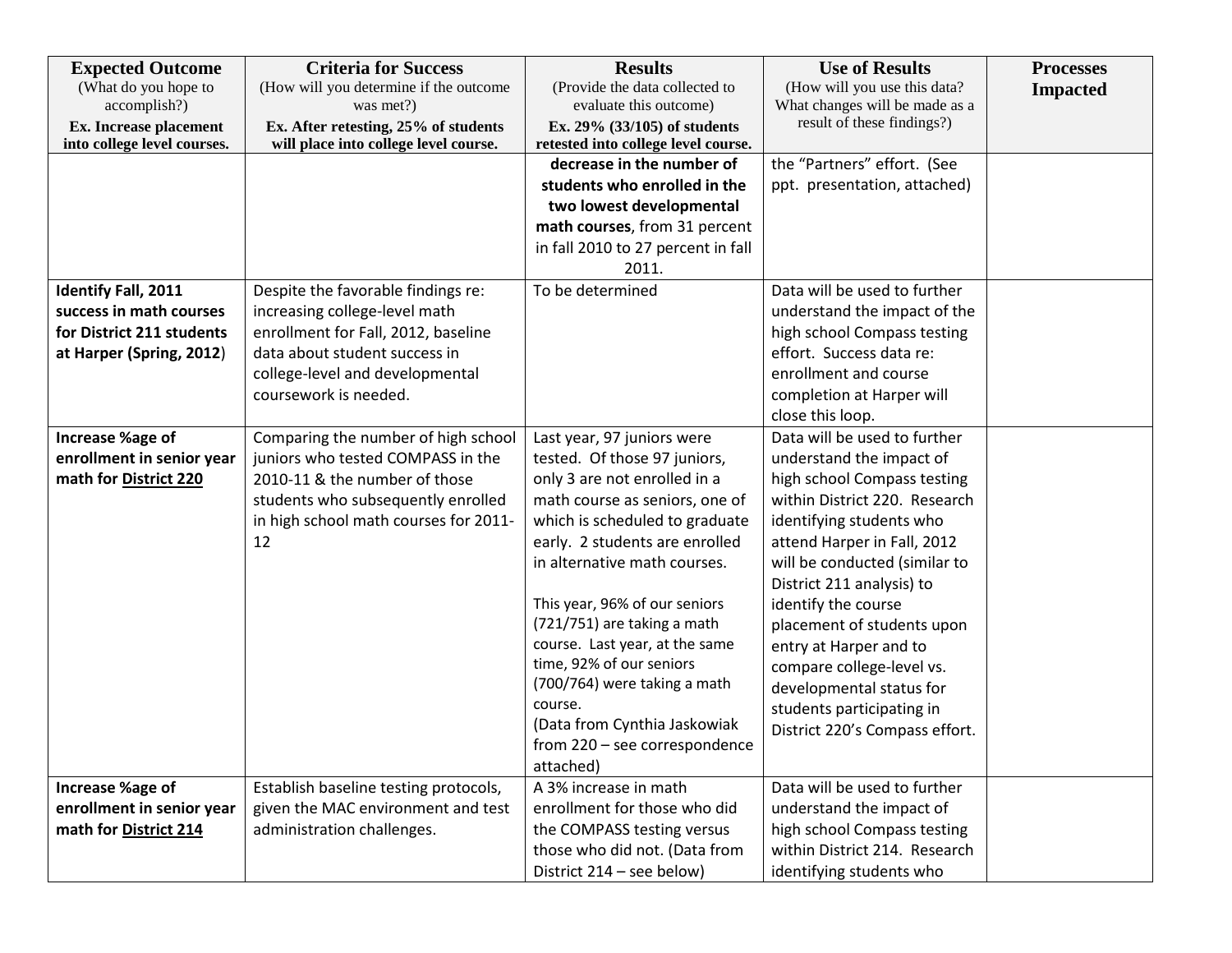| **Expected Outcome** (What do you hope to accomplish?) **Ex. Increase placement into college level courses.** | **Criteria for Success** (How will you determine if the outcome was met?) **Ex. After retesting, 25% of students will place into college level course.** | **Results** (Provide the data collected to evaluate this outcome) **Ex. 29% (33/105) of students retested into college level course.** | **Use of Results** (How will you use this data? What changes will be made as a result of these findings?) | **Processes Impacted** |
|---|---|---|---|---|
| | | **decrease in the number of students who enrolled in the two lowest developmental math courses**, from 31 percent in fall 2010 to 27 percent in fall 2011. | the "Partners" effort. (See ppt. presentation, attached) | |
| **Identify Fall, 2011 success in math courses for District 211 students at Harper (Spring, 2012)** | Despite the favorable findings re: increasing college-level math enrollment for Fall, 2012, baseline data about student success in college-level and developmental coursework is needed. | To be determined | Data will be used to further understand the impact of the high school Compass testing effort. Success data re: enrollment and course completion at Harper will close this loop. | |
| **Increase %age of enrollment in senior year math for <u>District 220</u>** | Comparing the number of high school juniors who tested COMPASS in the 2010-11 & the number of those students who subsequently enrolled in high school math courses for 2011-12 | Last year, 97 juniors were tested. Of those 97 juniors, only 3 are not enrolled in a math course as seniors, one of which is scheduled to graduate early. 2 students are enrolled in alternative math courses.<br><br>This year, 96% of our seniors (721/751) are taking a math course. Last year, at the same time, 92% of our seniors (700/764) were taking a math course.<br>(Data from Cynthia Jaskowiak from 220 – see correspondence attached) | Data will be used to further understand the impact of high school Compass testing within District 220. Research identifying students who attend Harper in Fall, 2012 will be conducted (similar to District 211 analysis) to identify the course placement of students upon entry at Harper and to compare college-level vs. developmental status for students participating in District 220's Compass effort. | |
| **Increase %age of enrollment in senior year math for <u>District 214</u>** | Establish baseline testing protocols, given the MAC environment and test administration challenges. | A 3% increase in math enrollment for those who did the COMPASS testing versus those who did not. (Data from District 214 – see below) | Data will be used to further understand the impact of high school Compass testing within District 214. Research identifying students who | |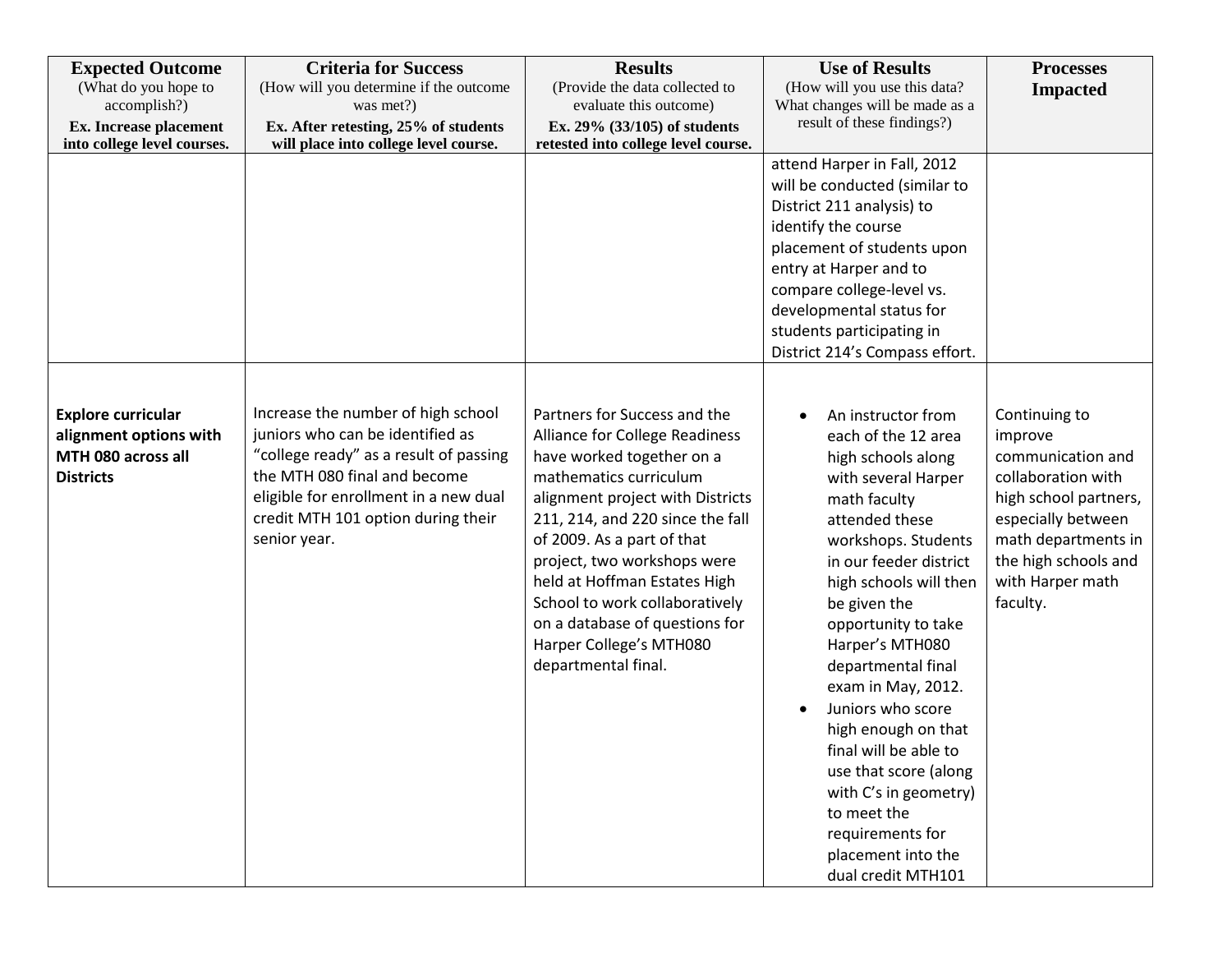| **Expected Outcome** (What do you hope to accomplish?) **Ex. Increase placement into college level courses.** | **Criteria for Success** (How will you determine if the outcome was met?) **Ex. After retesting, 25% of students will place into college level course.** | **Results** (Provide the data collected to evaluate this outcome) **Ex. 29% (33/105) of students retested into college level course.** | **Use of Results** (How will you use this data? What changes will be made as a result of these findings?) | **Processes Impacted** |
|---|---|---|---|---|
| | | | attend Harper in Fall, 2012 will be conducted (similar to District 211 analysis) to identify the course placement of students upon entry at Harper and to compare college-level vs. developmental status for students participating in District 214's Compass effort. | |
| **Explore curricular alignment options with MTH 080 across all Districts** | Increase the number of high school juniors who can be identified as "college ready" as a result of passing the MTH 080 final and become eligible for enrollment in a new dual credit MTH 101 option during their senior year. | Partners for Success and the Alliance for College Readiness have worked together on a mathematics curriculum alignment project with Districts 211, 214, and 220 since the fall of 2009. As a part of that project, two workshops were held at Hoffman Estates High School to work collaboratively on a database of questions for Harper College's MTH080 departmental final. | • An instructor from each of the 12 area high schools along with several Harper math faculty attended these workshops. Students in our feeder district high schools will then be given the opportunity to take Harper's MTH080 departmental final exam in May, 2012.<br>• Juniors who score high enough on that final will be able to use that score (along with C's in geometry) to meet the requirements for placement into the dual credit MTH101 | Continuing to improve communication and collaboration with high school partners, especially between math departments in the high schools and with Harper math faculty. |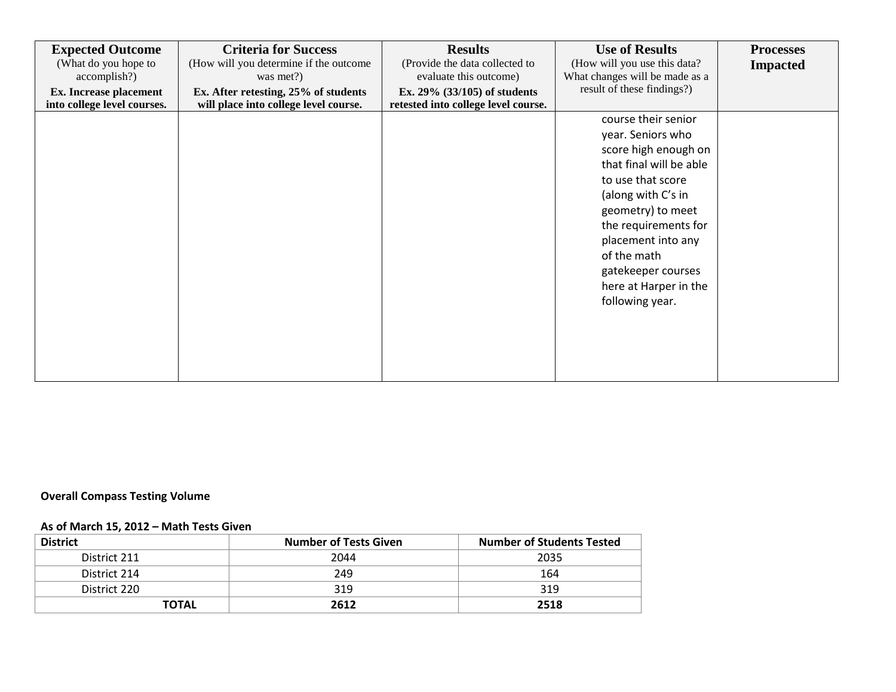| **Expected Outcome** (What do you hope to accomplish?) **Ex. Increase placement into college level courses.** | **Criteria for Success** (How will you determine if the outcome was met?) **Ex. After retesting, 25% of students will place into college level course.** | **Results** (Provide the data collected to evaluate this outcome) **Ex. 29% (33/105) of students retested into college level course.** | **Use of Results** (How will you use this data? What changes will be made as a result of these findings?) | **Processes Impacted** |
|---|---|---|---|---|
| | | | course their senior year. Seniors who score high enough on that final will be able to use that score (along with C's in geometry) to meet the requirements for placement into any of the math gatekeeper courses here at Harper in the following year. | |

**Overall Compass Testing Volume**

**As of March 15, 2012 – Math Tests Given**

| District | Number of Tests Given | Number of Students Tested |
|---|---|---|
| District 211 | 2044 | 2035 |
| District 214 | 249 | 164 |
| District 220 | 319 | 319 |
| **TOTAL** | **2612** | **2518** |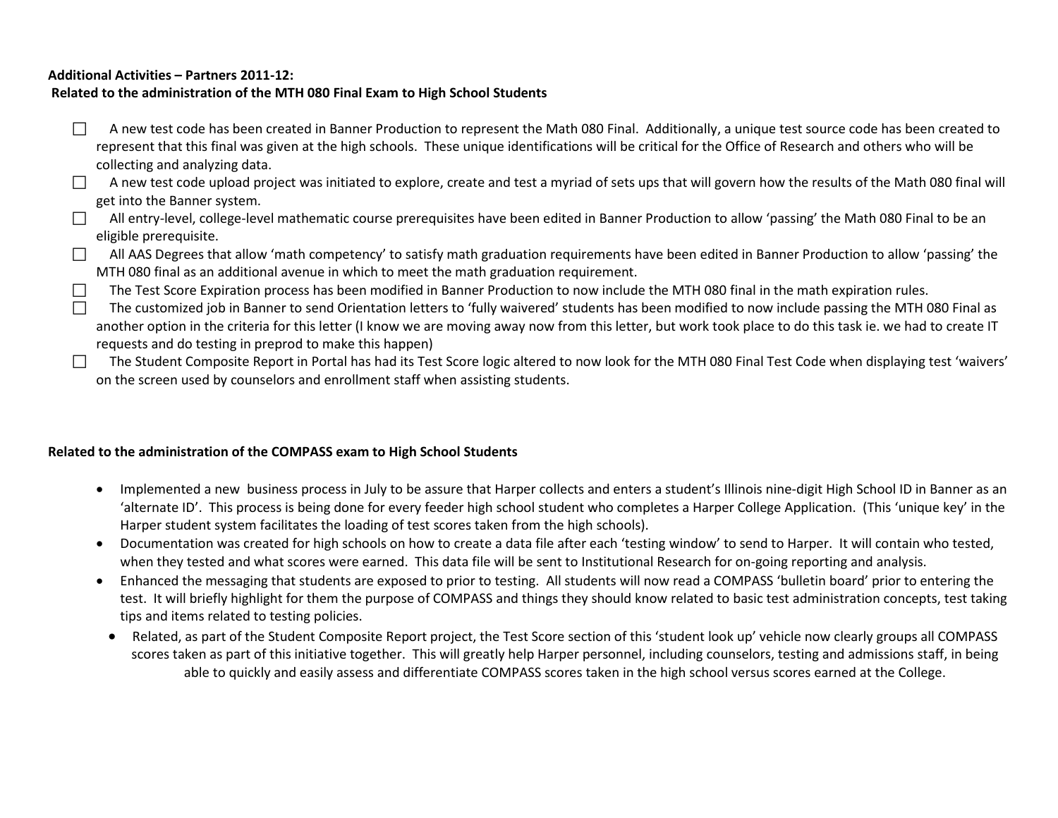**Additional Activities – Partners 2011-12:**
**Related to the administration of the MTH 080 Final Exam to High School Students**

- ☐ A new test code has been created in Banner Production to represent the Math 080 Final. Additionally, a unique test source code has been created to represent that this final was given at the high schools. These unique identifications will be critical for the Office of Research and others who will be collecting and analyzing data.
- ☐ A new test code upload project was initiated to explore, create and test a myriad of sets ups that will govern how the results of the Math 080 final will get into the Banner system.
- ☐ All entry-level, college-level mathematic course prerequisites have been edited in Banner Production to allow 'passing' the Math 080 Final to be an eligible prerequisite.
- ☐ All AAS Degrees that allow 'math competency' to satisfy math graduation requirements have been edited in Banner Production to allow 'passing' the MTH 080 final as an additional avenue in which to meet the math graduation requirement.
- ☐ The Test Score Expiration process has been modified in Banner Production to now include the MTH 080 final in the math expiration rules.
- ☐ The customized job in Banner to send Orientation letters to 'fully waivered' students has been modified to now include passing the MTH 080 Final as another option in the criteria for this letter (I know we are moving away now from this letter, but work took place to do this task ie. we had to create IT requests and do testing in preprod to make this happen)
- ☐ The Student Composite Report in Portal has had its Test Score logic altered to now look for the MTH 080 Final Test Code when displaying test 'waivers' on the screen used by counselors and enrollment staff when assisting students.

**Related to the administration of the COMPASS exam to High School Students**

- Implemented a new business process in July to be assure that Harper collects and enters a student's Illinois nine-digit High School ID in Banner as an 'alternate ID'. This process is being done for every feeder high school student who completes a Harper College Application. (This 'unique key' in the Harper student system facilitates the loading of test scores taken from the high schools).
- Documentation was created for high schools on how to create a data file after each 'testing window' to send to Harper. It will contain who tested, when they tested and what scores were earned. This data file will be sent to Institutional Research for on-going reporting and analysis.
- Enhanced the messaging that students are exposed to prior to testing. All students will now read a COMPASS 'bulletin board' prior to entering the test. It will briefly highlight for them the purpose of COMPASS and things they should know related to basic test administration concepts, test taking tips and items related to testing policies.
- Related, as part of the Student Composite Report project, the Test Score section of this 'student look up' vehicle now clearly groups all COMPASS scores taken as part of this initiative together. This will greatly help Harper personnel, including counselors, testing and admissions staff, in being able to quickly and easily assess and differentiate COMPASS scores taken in the high school versus scores earned at the College.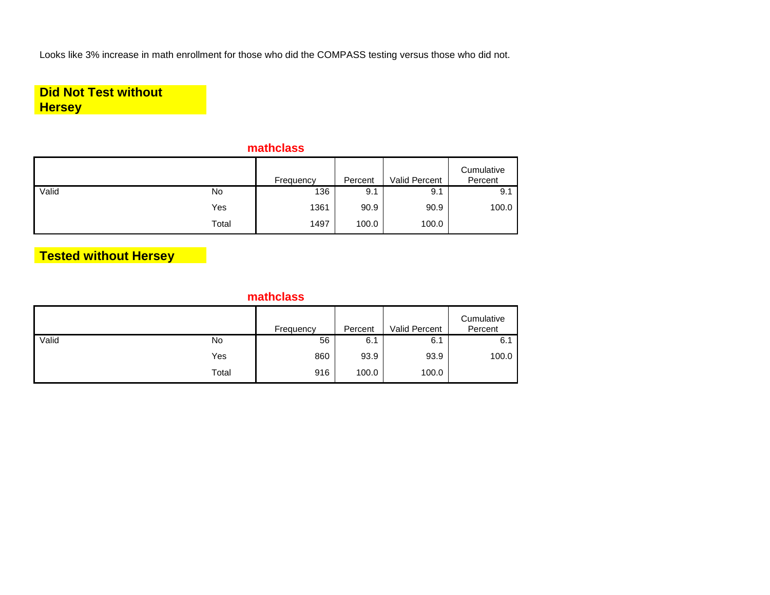Looks like 3% increase in math enrollment for those who did the COMPASS testing versus those who did not.

## Did Not Test without Hersey

**mathclass**

| | | Frequency | Percent | Valid Percent | Cumulative Percent |
|---|---|---|---|---|---|
| Valid | No | 136 | 9.1 | 9.1 | 9.1 |
| | Yes | 1361 | 90.9 | 90.9 | 100.0 |
| | Total | 1497 | 100.0 | 100.0 | |

## Tested without Hersey

**mathclass**

| | | Frequency | Percent | Valid Percent | Cumulative Percent |
|---|---|---|---|---|---|
| Valid | No | 56 | 6.1 | 6.1 | 6.1 |
| | Yes | 860 | 93.9 | 93.9 | 100.0 |
| | Total | 916 | 100.0 | 100.0 | |